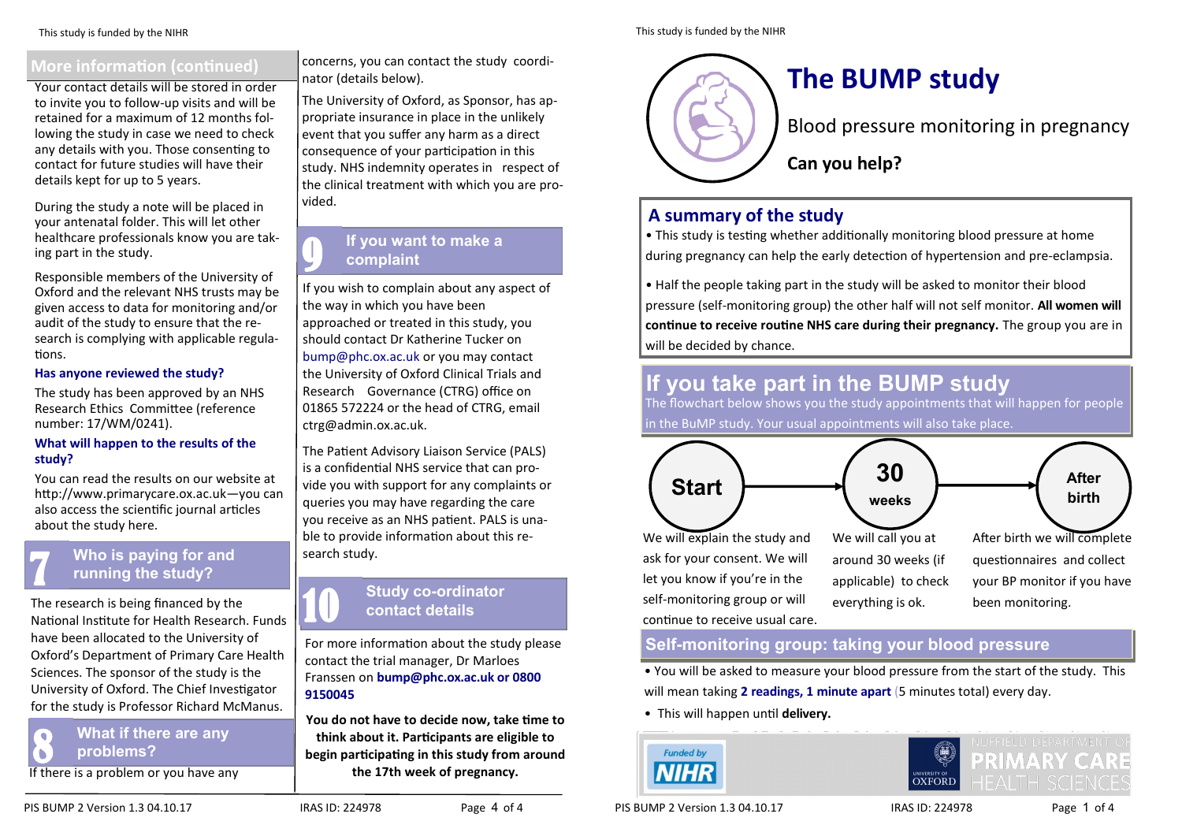## More information (continued)

Your contact details will be stored in order to invite you to follow-up visits and will be retained for a maximum of 12 months following the study in case we need to check any details with you. Those consenting to contact for future studies will have their details kept for up to 5 years.

During the study a note will be placed in your antenatal folder. This will let other healthcare professionals know you are taking part in the study.

Responsible members of the University of Oxford and the relevant NHS trusts may be given access to data for monitoring and/or audit of the study to ensure that the research is complying with applicable regulations.

### Has anyone reviewed the study?

The study has been approved by an NHS Research Ethics Committee (reference number: 17/WM/0241).

### What will happen to the results of the study?

You can read the results on our website at http://www.primarycare.ox.ac.uk—you can also access the scientific journal articles about the study here.

## 7 Who is paying for and running the study?

The research is being financed by the National Institute for Health Research. Funds have been allocated to the University of Oxford's Department of Primary Care Health Sciences. The sponsor of the study is the University of Oxford. The Chief Investigator for the study is Professor Richard McManus.

## 8 What if there are any problems?

If there is a problem or you have any concerns, you can contact the study coordinator (details below).

The University of Oxford, as Sponsor, has appropriate insurance in place in the unlikely event that you suffer any harm as a direct consequence of your participation in this study. NHS indemnity operates in respect of the clinical treatment with which you are provided.

## 9 If you want to make a complaint

If you wish to complain about any aspect of the way in which you have been approached or treated in this study, you should contact Dr Katherine Tucker on bump@phc.ox.ac.uk or you may contact the University of Oxford Clinical Trials and Research Governance (CTRG) office on 01865 572224 or the head of CTRG, email ctrg@admin.ox.ac.uk.

The Patient Advisory Liaison Service (PALS) is a confidential NHS service that can provide you with support for any complaints or queries you may have regarding the care you receive as an NHS patient. PALS is unable to provide information about this research study.

## 10 Study co-ordinator contact details

For more information about the study please contact the trial manager, Dr Marloes Franssen on **bump@phc.ox.ac.uk or 0800 9150045**

**You do not have to decide now, take time to think about it. Participants are eligible to begin participating in this study from around the 17th week of pregnancy.**

# The BUMP study

Blood pressure monitoring in pregnancy

**Can you help?**

## A summary of the study

- This study is testing whether additionally monitoring blood pressure at home during pregnancy can help the early detection of hypertension and pre-eclampsia.
- Half the people taking part in the study will be asked to monitor their blood pressure (self-monitoring group) the other half will not self monitor. **All women will continue to receive routine NHS care during their pregnancy.** The group you are in will be decided by chance.

## If you take part in the BUMP study

The flowchart below shows you the study appointments that will happen for people in the BuMP study. Your usual appointments will also take place.

**Start** → **30 weeks** → **After birth**

- **Start:** We will explain the study and ask for your consent. We will let you know if you're in the self-monitoring group or will continue to receive usual care.
- **30 weeks:** We will call you at around 30 weeks (if applicable) to check everything is ok.
- **After birth:** After birth we will complete questionnaires and collect your BP monitor if you have been monitoring.

## Self-monitoring group: taking your blood pressure

- You will be asked to measure your blood pressure from the start of the study. This will mean taking **2 readings, 1 minute apart** (5 minutes total) every day.
- This will happen until **delivery.**

Funded by NIHR

University of Oxford — Nuffield Department of Primary Care Health Sciences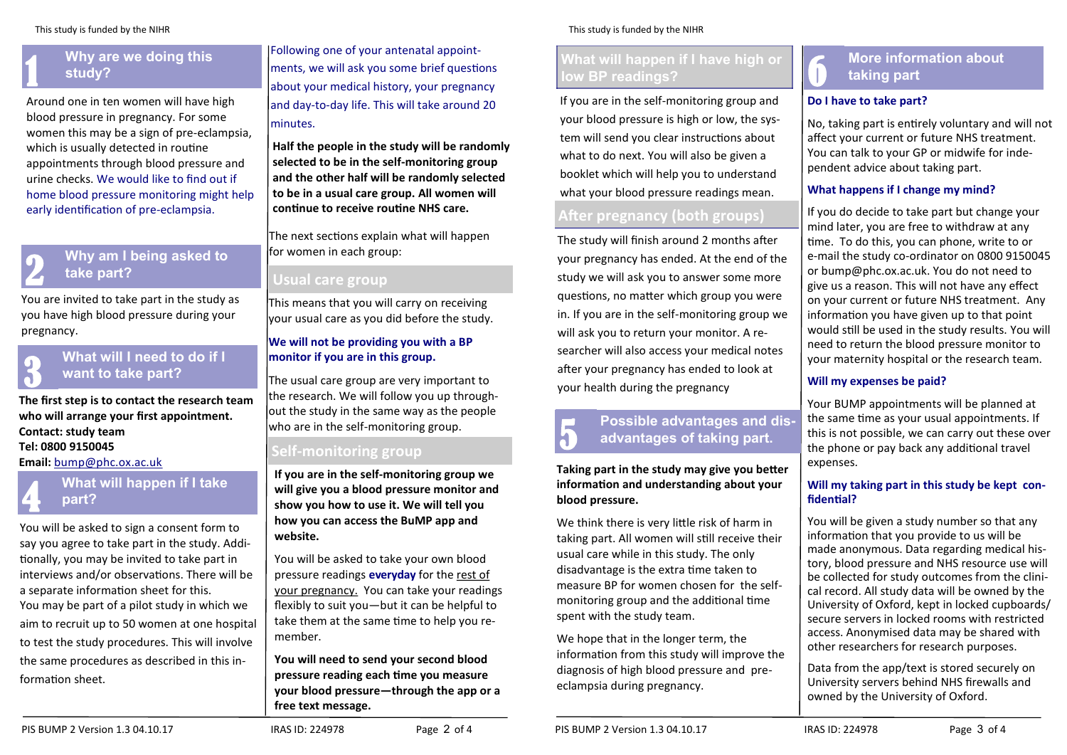## 1 Why are we doing this study?

Around one in ten women will have high blood pressure in pregnancy. For some women this may be a sign of pre-eclampsia, which is usually detected in routine appointments through blood pressure and urine checks. We would like to find out if home blood pressure monitoring might help early identification of pre-eclampsia.

## 2 Why am I being asked to take part?

You are invited to take part in the study as you have high blood pressure during your pregnancy.

## 3 What will I need to do if I want to take part?

**The first step is to contact the research team who will arrange your first appointment.**
**Contact: study team**
**Tel: 0800 9150045**
**Email:** bump@phc.ox.ac.uk

## 4 What will happen if I take part?

You will be asked to sign a consent form to say you agree to take part in the study. Additionally, you may be invited to take part in interviews and/or observations. There will be a separate information sheet for this.

You may be part of a pilot study in which we aim to recruit up to 50 women at one hospital to test the study procedures. This will involve the same procedures as described in this information sheet.

Following one of your antenatal appointments, we will ask you some brief questions about your medical history, your pregnancy and day-to-day life. This will take around 20 minutes.

**Half the people in the study will be randomly selected to be in the self-monitoring group and the other half will be randomly selected to be in a usual care group. All women will continue to receive routine NHS care.**

The next sections explain what will happen for women in each group:

### Usual care group

This means that you will carry on receiving your usual care as you did before the study.

**We will not be providing you with a BP monitor if you are in this group.**

The usual care group are very important to the research. We will follow you up throughout the study in the same way as the people who are in the self-monitoring group.

### Self-monitoring group

**If you are in the self-monitoring group we will give you a blood pressure monitor and show you how to use it. We will tell you how you can access the BuMP app and website.**

You will be asked to take your own blood pressure readings **everyday** for the rest of your pregnancy. You can take your readings flexibly to suit you—but it can be helpful to take them at the same time to help you remember.

**You will need to send your second blood pressure reading each time you measure your blood pressure—through the app or a free text message.**

### What will happen if I have high or low BP readings?

If you are in the self-monitoring group and your blood pressure is high or low, the system will send you clear instructions about what to do next. You will also be given a booklet which will help you to understand what your blood pressure readings mean.

### After pregnancy (both groups)

The study will finish around 2 months after your pregnancy has ended. At the end of the study we will ask you to answer some more questions, no matter which group you were in. If you are in the self-monitoring group we will ask you to return your monitor. A researcher will also access your medical notes after your pregnancy has ended to look at your health during the pregnancy

## 5 Possible advantages and disadvantages of taking part.

**Taking part in the study may give you better information and understanding about your blood pressure.**

We think there is very little risk of harm in taking part. All women will still receive their usual care while in this study. The only disadvantage is the extra time taken to measure BP for women chosen for the self-monitoring group and the additional time spent with the study team.

We hope that in the longer term, the information from this study will improve the diagnosis of high blood pressure and pre-eclampsia during pregnancy.

## 6 More information about taking part

### Do I have to take part?

No, taking part is entirely voluntary and will not affect your current or future NHS treatment. You can talk to your GP or midwife for independent advice about taking part.

### What happens if I change my mind?

If you do decide to take part but change your mind later, you are free to withdraw at any time. To do this, you can phone, write to or e-mail the study co-ordinator on 0800 9150045 or bump@phc.ox.ac.uk. You do not need to give us a reason. This will not have any effect on your current or future NHS treatment. Any information you have given up to that point would still be used in the study results. You will need to return the blood pressure monitor to your maternity hospital or the research team.

### Will my expenses be paid?

Your BUMP appointments will be planned at the same time as your usual appointments. If this is not possible, we can carry out these over the phone or pay back any additional travel expenses.

### Will my taking part in this study be kept confidential?

You will be given a study number so that any information that you provide to us will be made anonymous. Data regarding medical history, blood pressure and NHS resource use will be collected for study outcomes from the clinical record. All study data will be owned by the University of Oxford, kept in locked cupboards/ secure servers in locked rooms with restricted access. Anonymised data may be shared with other researchers for research purposes.

Data from the app/text is stored securely on University servers behind NHS firewalls and owned by the University of Oxford.